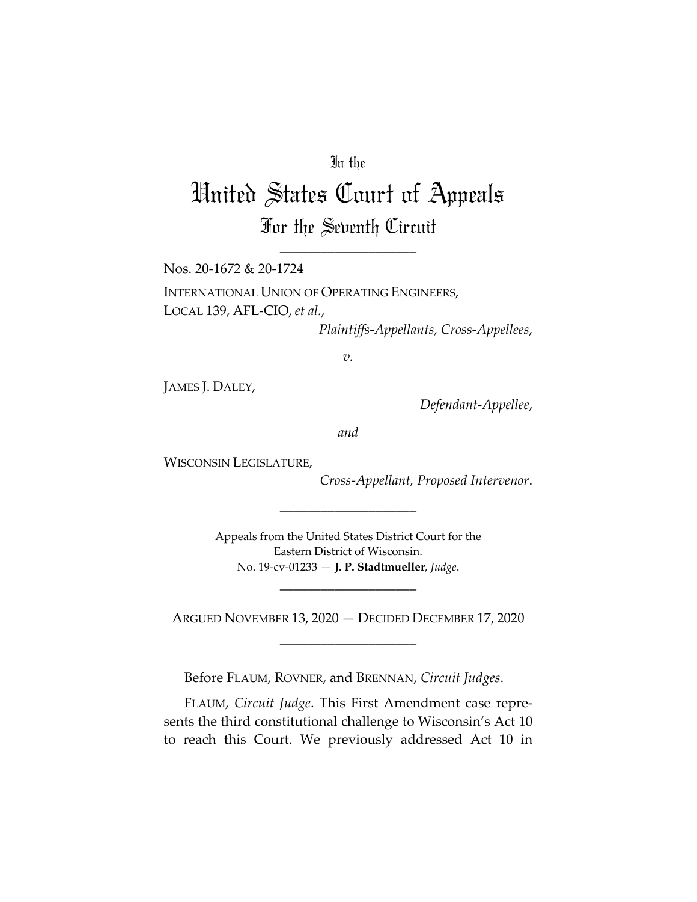In the

# United States Court of Appeals

## For the Seventh Circuit

---

Nos. 20-1672 & 20-1724

INTERNATIONAL UNION OF OPERATING ENGINEERS, LOCAL 139, AFL-CIO, *et al.*,

*Plaintiffs-Appellants, Cross-Appellees*,

*v.*

JAMES J. DALEY,

*Defendant-Appellee*,

*and*

WISCONSIN LEGISLATURE,

*Cross-Appellant, Proposed Intervenor*.

---

Appeals from the United States District Court for the Eastern District of Wisconsin.
No. 19-cv-01233 — **J. P. Stadtmueller**, *Judge*.

---

ARGUED NOVEMBER 13, 2020 — DECIDED DECEMBER 17, 2020

---

Before FLAUM, ROVNER, and BRENNAN, *Circuit Judges*.

FLAUM, *Circuit Judge*. This First Amendment case represents the third constitutional challenge to Wisconsin's Act 10 to reach this Court. We previously addressed Act 10 in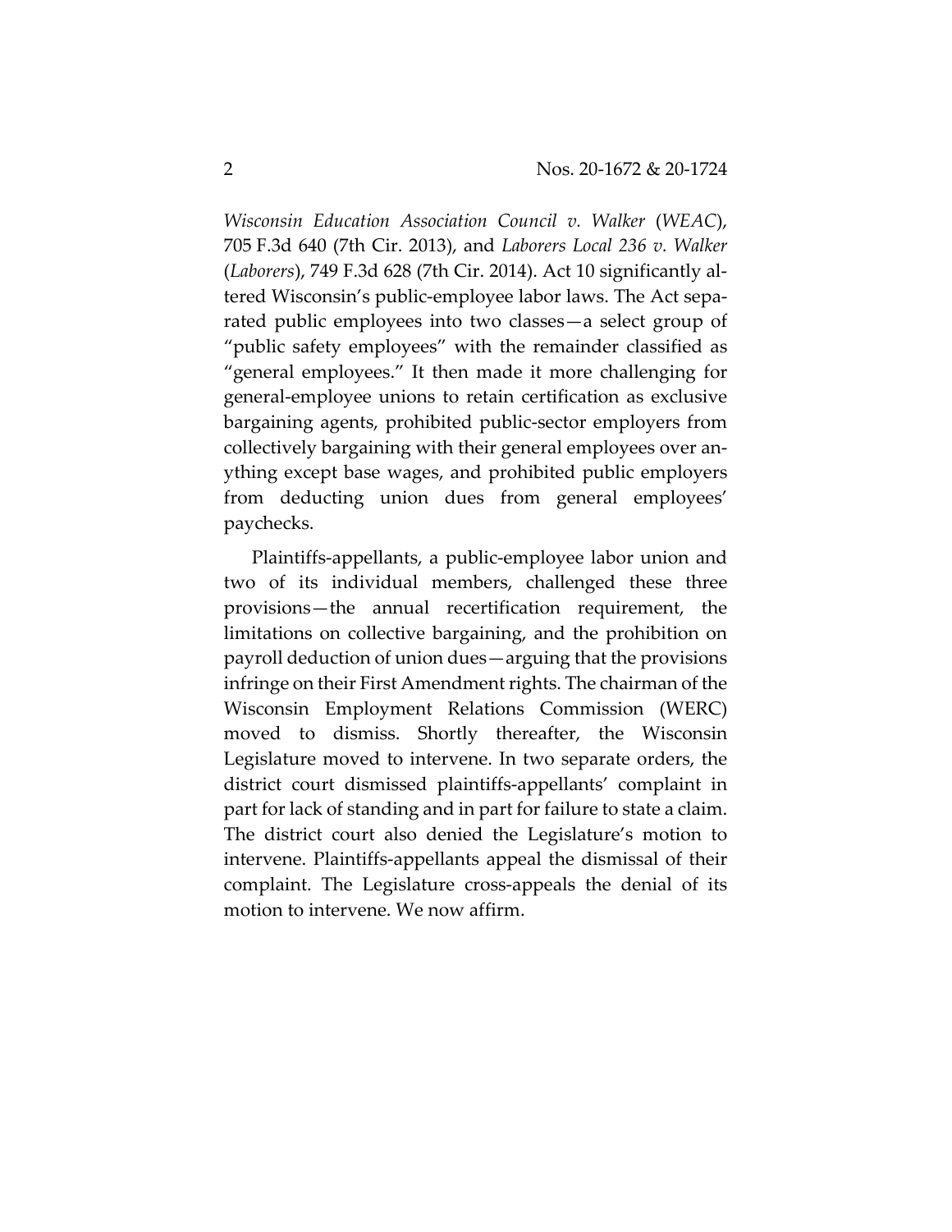*Wisconsin Education Association Council v. Walker* (*WEAC*), 705 F.3d 640 (7th Cir. 2013), and *Laborers Local 236 v. Walker* (*Laborers*), 749 F.3d 628 (7th Cir. 2014). Act 10 significantly altered Wisconsin's public-employee labor laws. The Act separated public employees into two classes—a select group of "public safety employees" with the remainder classified as "general employees." It then made it more challenging for general-employee unions to retain certification as exclusive bargaining agents, prohibited public-sector employers from collectively bargaining with their general employees over anything except base wages, and prohibited public employers from deducting union dues from general employees' paychecks.

Plaintiffs-appellants, a public-employee labor union and two of its individual members, challenged these three provisions—the annual recertification requirement, the limitations on collective bargaining, and the prohibition on payroll deduction of union dues—arguing that the provisions infringe on their First Amendment rights. The chairman of the Wisconsin Employment Relations Commission (WERC) moved to dismiss. Shortly thereafter, the Wisconsin Legislature moved to intervene. In two separate orders, the district court dismissed plaintiffs-appellants' complaint in part for lack of standing and in part for failure to state a claim. The district court also denied the Legislature's motion to intervene. Plaintiffs-appellants appeal the dismissal of their complaint. The Legislature cross-appeals the denial of its motion to intervene. We now affirm.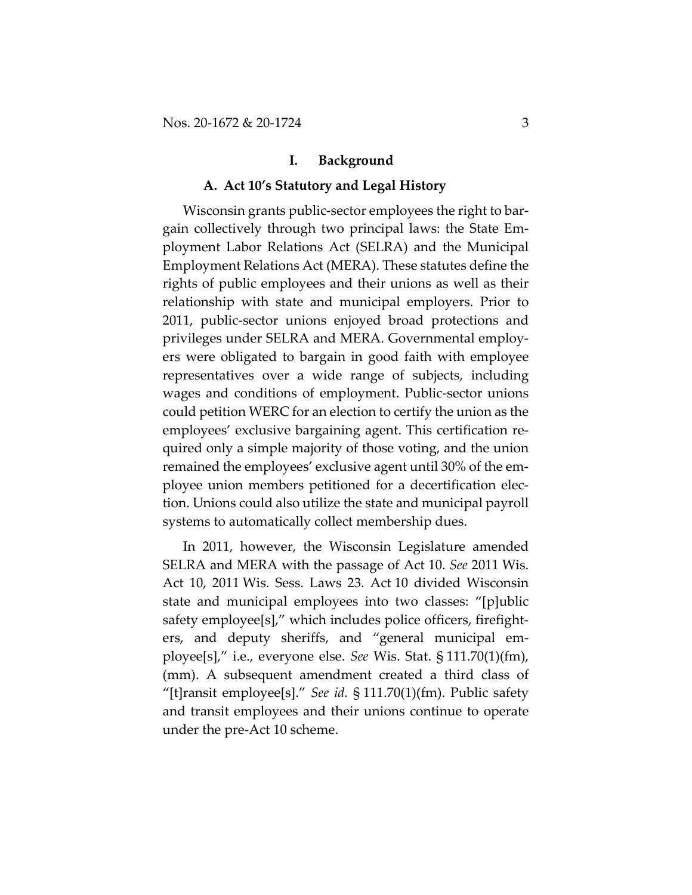## I. Background

### A. Act 10's Statutory and Legal History

Wisconsin grants public-sector employees the right to bargain collectively through two principal laws: the State Employment Labor Relations Act (SELRA) and the Municipal Employment Relations Act (MERA). These statutes define the rights of public employees and their unions as well as their relationship with state and municipal employers. Prior to 2011, public-sector unions enjoyed broad protections and privileges under SELRA and MERA. Governmental employers were obligated to bargain in good faith with employee representatives over a wide range of subjects, including wages and conditions of employment. Public-sector unions could petition WERC for an election to certify the union as the employees' exclusive bargaining agent. This certification required only a simple majority of those voting, and the union remained the employees' exclusive agent until 30% of the employee union members petitioned for a decertification election. Unions could also utilize the state and municipal payroll systems to automatically collect membership dues.

In 2011, however, the Wisconsin Legislature amended SELRA and MERA with the passage of Act 10. *See* 2011 Wis. Act 10, 2011 Wis. Sess. Laws 23. Act 10 divided Wisconsin state and municipal employees into two classes: "[p]ublic safety employee[s]," which includes police officers, firefighters, and deputy sheriffs, and "general municipal employee[s]," i.e., everyone else. *See* Wis. Stat. § 111.70(1)(fm), (mm). A subsequent amendment created a third class of "[t]ransit employee[s]." *See id.* § 111.70(1)(fm). Public safety and transit employees and their unions continue to operate under the pre-Act 10 scheme.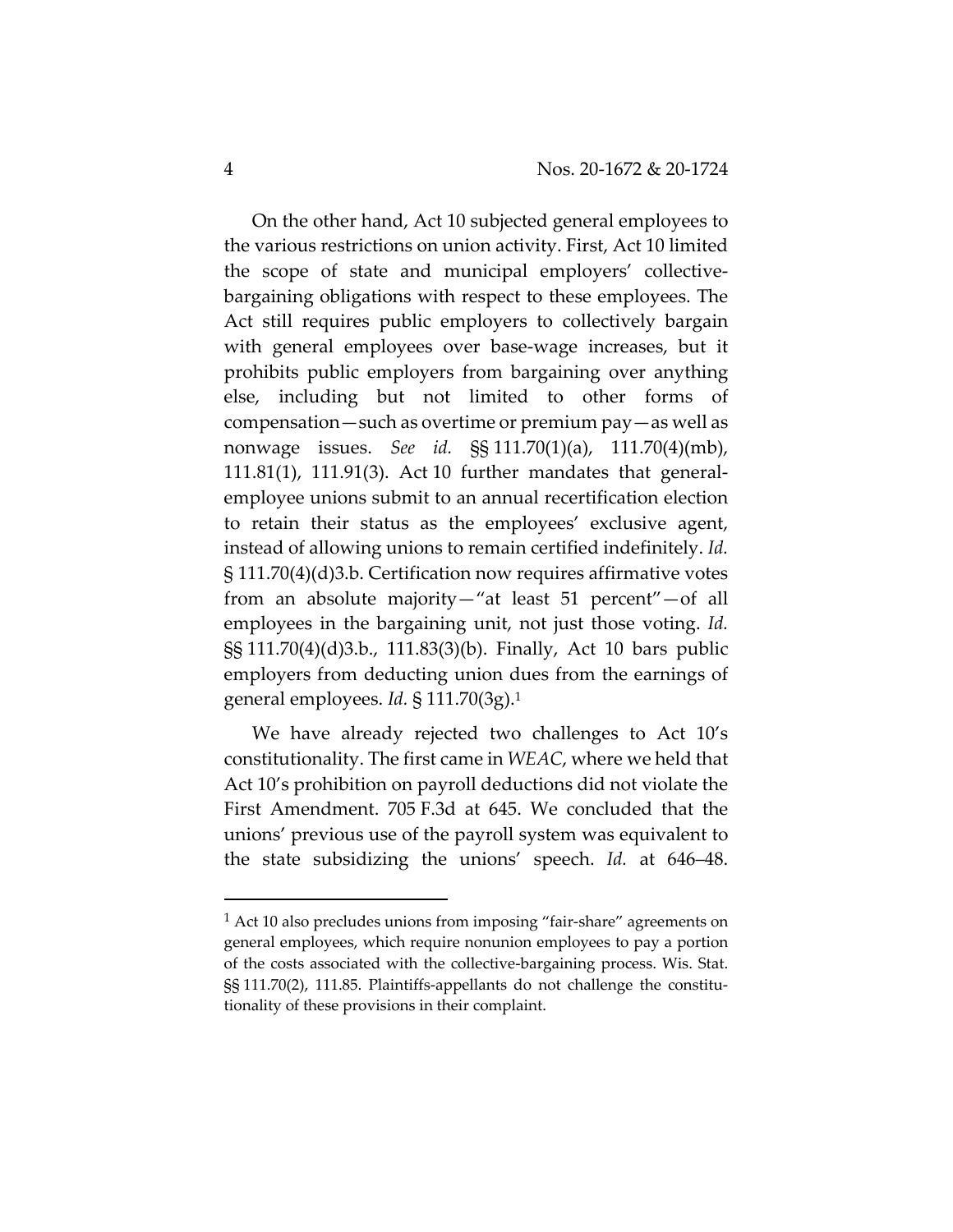On the other hand, Act 10 subjected general employees to the various restrictions on union activity. First, Act 10 limited the scope of state and municipal employers' collective-bargaining obligations with respect to these employees. The Act still requires public employers to collectively bargain with general employees over base-wage increases, but it prohibits public employers from bargaining over anything else, including but not limited to other forms of compensation—such as overtime or premium pay—as well as nonwage issues. *See id.* §§ 111.70(1)(a), 111.70(4)(mb), 111.81(1), 111.91(3). Act 10 further mandates that general-employee unions submit to an annual recertification election to retain their status as the employees' exclusive agent, instead of allowing unions to remain certified indefinitely. *Id.* § 111.70(4)(d)3.b. Certification now requires affirmative votes from an absolute majority—"at least 51 percent"—of all employees in the bargaining unit, not just those voting. *Id.* §§ 111.70(4)(d)3.b., 111.83(3)(b). Finally, Act 10 bars public employers from deducting union dues from the earnings of general employees. *Id.* § 111.70(3g).[1]

We have already rejected two challenges to Act 10's constitutionality. The first came in *WEAC*, where we held that Act 10's prohibition on payroll deductions did not violate the First Amendment. 705 F.3d at 645. We concluded that the unions' previous use of the payroll system was equivalent to the state subsidizing the unions' speech. *Id.* at 646–48.

[1] Act 10 also precludes unions from imposing "fair-share" agreements on general employees, which require nonunion employees to pay a portion of the costs associated with the collective-bargaining process. Wis. Stat. §§ 111.70(2), 111.85. Plaintiffs-appellants do not challenge the constitutionality of these provisions in their complaint.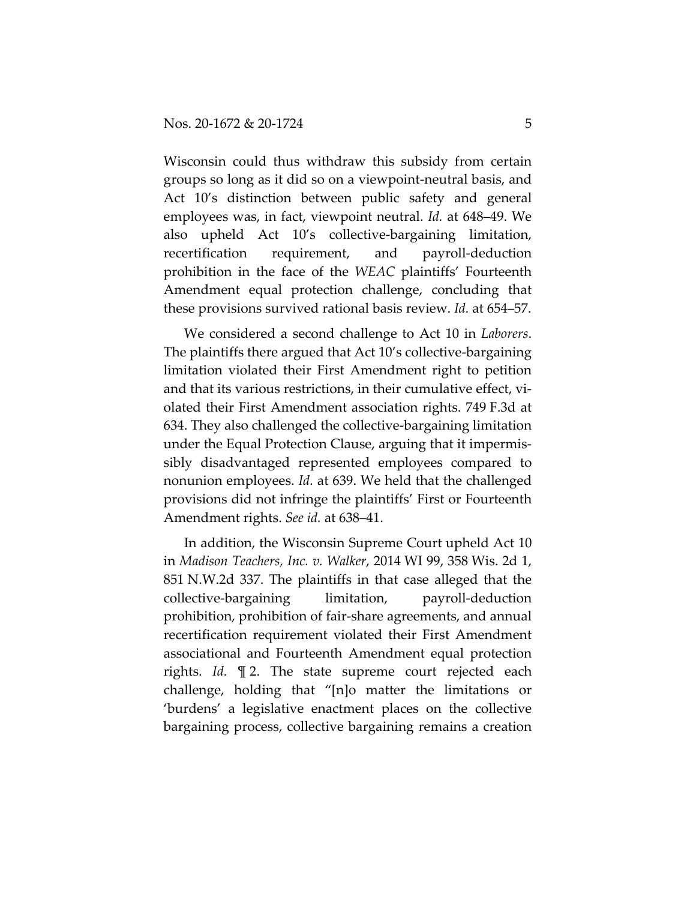Wisconsin could thus withdraw this subsidy from certain groups so long as it did so on a viewpoint-neutral basis, and Act 10's distinction between public safety and general employees was, in fact, viewpoint neutral. *Id.* at 648–49. We also upheld Act 10's collective-bargaining limitation, recertification requirement, and payroll-deduction prohibition in the face of the *WEAC* plaintiffs' Fourteenth Amendment equal protection challenge, concluding that these provisions survived rational basis review. *Id.* at 654–57.

We considered a second challenge to Act 10 in *Laborers*. The plaintiffs there argued that Act 10's collective-bargaining limitation violated their First Amendment right to petition and that its various restrictions, in their cumulative effect, violated their First Amendment association rights. 749 F.3d at 634. They also challenged the collective-bargaining limitation under the Equal Protection Clause, arguing that it impermissibly disadvantaged represented employees compared to nonunion employees. *Id.* at 639. We held that the challenged provisions did not infringe the plaintiffs' First or Fourteenth Amendment rights. *See id.* at 638–41.

In addition, the Wisconsin Supreme Court upheld Act 10 in *Madison Teachers, Inc. v. Walker*, 2014 WI 99, 358 Wis. 2d 1, 851 N.W.2d 337. The plaintiffs in that case alleged that the collective-bargaining limitation, payroll-deduction prohibition, prohibition of fair-share agreements, and annual recertification requirement violated their First Amendment associational and Fourteenth Amendment equal protection rights. *Id.* ¶ 2. The state supreme court rejected each challenge, holding that "[n]o matter the limitations or 'burdens' a legislative enactment places on the collective bargaining process, collective bargaining remains a creation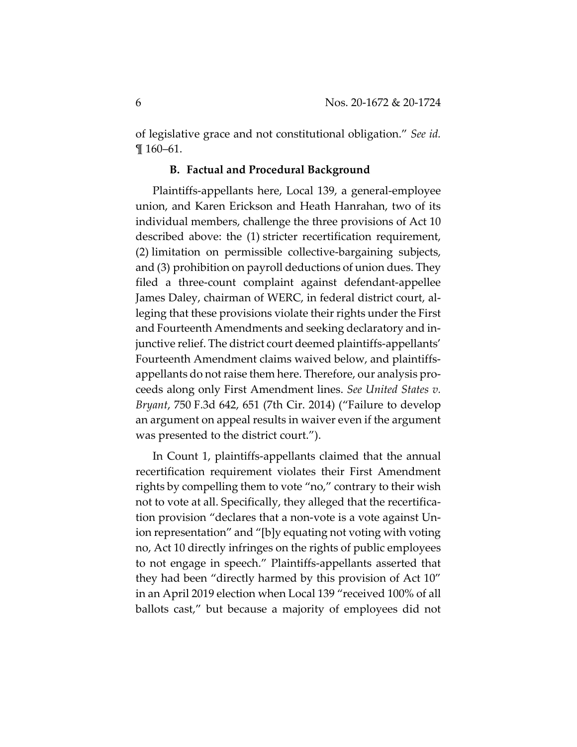of legislative grace and not constitutional obligation." *See id.* ¶ 160–61.

### B. Factual and Procedural Background

Plaintiffs-appellants here, Local 139, a general-employee union, and Karen Erickson and Heath Hanrahan, two of its individual members, challenge the three provisions of Act 10 described above: the (1) stricter recertification requirement, (2) limitation on permissible collective-bargaining subjects, and (3) prohibition on payroll deductions of union dues. They filed a three-count complaint against defendant-appellee James Daley, chairman of WERC, in federal district court, alleging that these provisions violate their rights under the First and Fourteenth Amendments and seeking declaratory and injunctive relief. The district court deemed plaintiffs-appellants' Fourteenth Amendment claims waived below, and plaintiffs-appellants do not raise them here. Therefore, our analysis proceeds along only First Amendment lines. *See United States v. Bryant*, 750 F.3d 642, 651 (7th Cir. 2014) ("Failure to develop an argument on appeal results in waiver even if the argument was presented to the district court.").

In Count 1, plaintiffs-appellants claimed that the annual recertification requirement violates their First Amendment rights by compelling them to vote "no," contrary to their wish not to vote at all. Specifically, they alleged that the recertification provision "declares that a non-vote is a vote against Union representation" and "[b]y equating not voting with voting no, Act 10 directly infringes on the rights of public employees to not engage in speech." Plaintiffs-appellants asserted that they had been "directly harmed by this provision of Act 10" in an April 2019 election when Local 139 "received 100% of all ballots cast," but because a majority of employees did not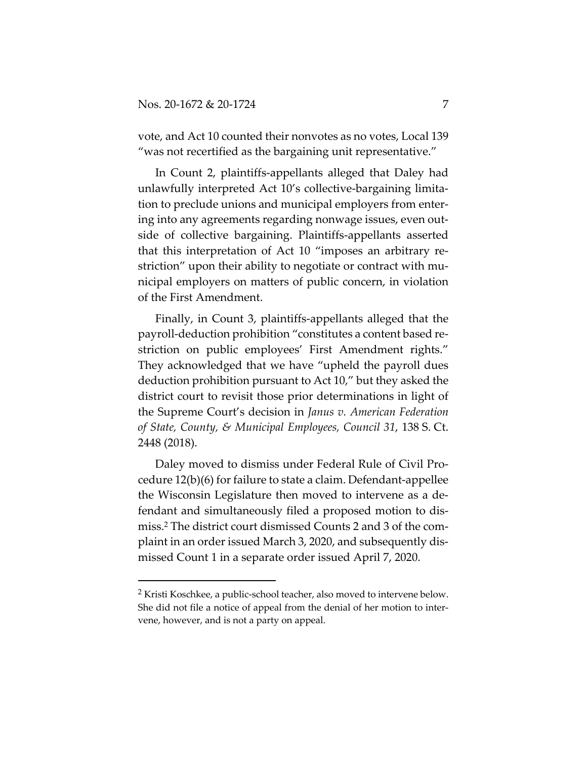vote, and Act 10 counted their nonvotes as no votes, Local 139 "was not recertified as the bargaining unit representative."

In Count 2, plaintiffs-appellants alleged that Daley had unlawfully interpreted Act 10's collective-bargaining limitation to preclude unions and municipal employers from entering into any agreements regarding nonwage issues, even outside of collective bargaining. Plaintiffs-appellants asserted that this interpretation of Act 10 "imposes an arbitrary restriction" upon their ability to negotiate or contract with municipal employers on matters of public concern, in violation of the First Amendment.

Finally, in Count 3, plaintiffs-appellants alleged that the payroll-deduction prohibition "constitutes a content based restriction on public employees' First Amendment rights." They acknowledged that we have "upheld the payroll dues deduction prohibition pursuant to Act 10," but they asked the district court to revisit those prior determinations in light of the Supreme Court's decision in *Janus v. American Federation of State, County, & Municipal Employees, Council 31*, 138 S. Ct. 2448 (2018).

Daley moved to dismiss under Federal Rule of Civil Procedure 12(b)(6) for failure to state a claim. Defendant-appellee the Wisconsin Legislature then moved to intervene as a defendant and simultaneously filed a proposed motion to dismiss.[2] The district court dismissed Counts 2 and 3 of the complaint in an order issued March 3, 2020, and subsequently dismissed Count 1 in a separate order issued April 7, 2020.

---

[2] Kristi Koschkee, a public-school teacher, also moved to intervene below. She did not file a notice of appeal from the denial of her motion to intervene, however, and is not a party on appeal.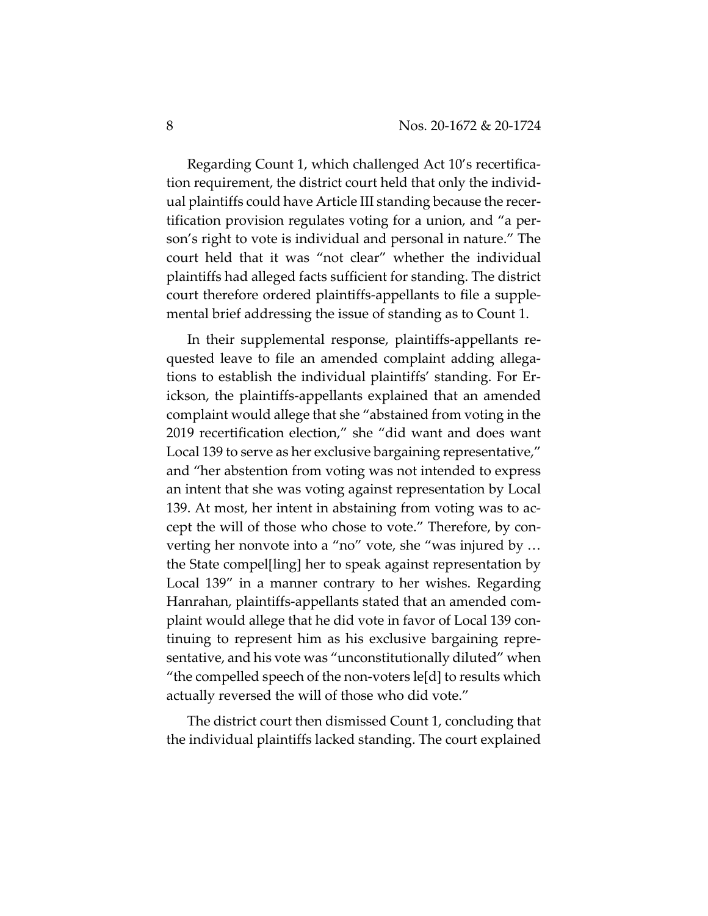Regarding Count 1, which challenged Act 10's recertification requirement, the district court held that only the individual plaintiffs could have Article III standing because the recertification provision regulates voting for a union, and "a person's right to vote is individual and personal in nature." The court held that it was "not clear" whether the individual plaintiffs had alleged facts sufficient for standing. The district court therefore ordered plaintiffs-appellants to file a supplemental brief addressing the issue of standing as to Count 1.

In their supplemental response, plaintiffs-appellants requested leave to file an amended complaint adding allegations to establish the individual plaintiffs' standing. For Erickson, the plaintiffs-appellants explained that an amended complaint would allege that she "abstained from voting in the 2019 recertification election," she "did want and does want Local 139 to serve as her exclusive bargaining representative," and "her abstention from voting was not intended to express an intent that she was voting against representation by Local 139. At most, her intent in abstaining from voting was to accept the will of those who chose to vote." Therefore, by converting her nonvote into a "no" vote, she "was injured by … the State compel[ling] her to speak against representation by Local 139" in a manner contrary to her wishes. Regarding Hanrahan, plaintiffs-appellants stated that an amended complaint would allege that he did vote in favor of Local 139 continuing to represent him as his exclusive bargaining representative, and his vote was "unconstitutionally diluted" when "the compelled speech of the non-voters le[d] to results which actually reversed the will of those who did vote."

The district court then dismissed Count 1, concluding that the individual plaintiffs lacked standing. The court explained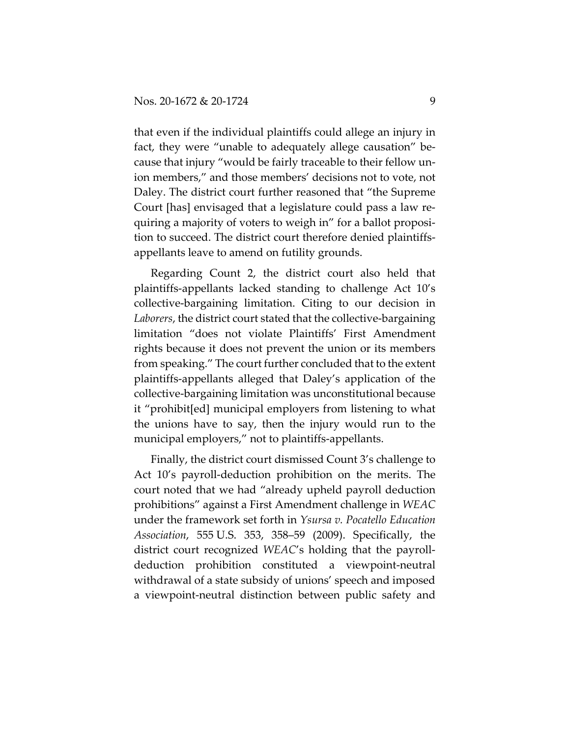that even if the individual plaintiffs could allege an injury in fact, they were "unable to adequately allege causation" because that injury "would be fairly traceable to their fellow union members," and those members' decisions not to vote, not Daley. The district court further reasoned that "the Supreme Court [has] envisaged that a legislature could pass a law requiring a majority of voters to weigh in" for a ballot proposition to succeed. The district court therefore denied plaintiffs-appellants leave to amend on futility grounds.

Regarding Count 2, the district court also held that plaintiffs-appellants lacked standing to challenge Act 10's collective-bargaining limitation. Citing to our decision in *Laborers*, the district court stated that the collective-bargaining limitation "does not violate Plaintiffs' First Amendment rights because it does not prevent the union or its members from speaking." The court further concluded that to the extent plaintiffs-appellants alleged that Daley's application of the collective-bargaining limitation was unconstitutional because it "prohibit[ed] municipal employers from listening to what the unions have to say, then the injury would run to the municipal employers," not to plaintiffs-appellants.

Finally, the district court dismissed Count 3's challenge to Act 10's payroll-deduction prohibition on the merits. The court noted that we had "already upheld payroll deduction prohibitions" against a First Amendment challenge in *WEAC* under the framework set forth in *Ysursa v. Pocatello Education Association*, 555 U.S. 353, 358–59 (2009). Specifically, the district court recognized *WEAC*'s holding that the payroll-deduction prohibition constituted a viewpoint-neutral withdrawal of a state subsidy of unions' speech and imposed a viewpoint-neutral distinction between public safety and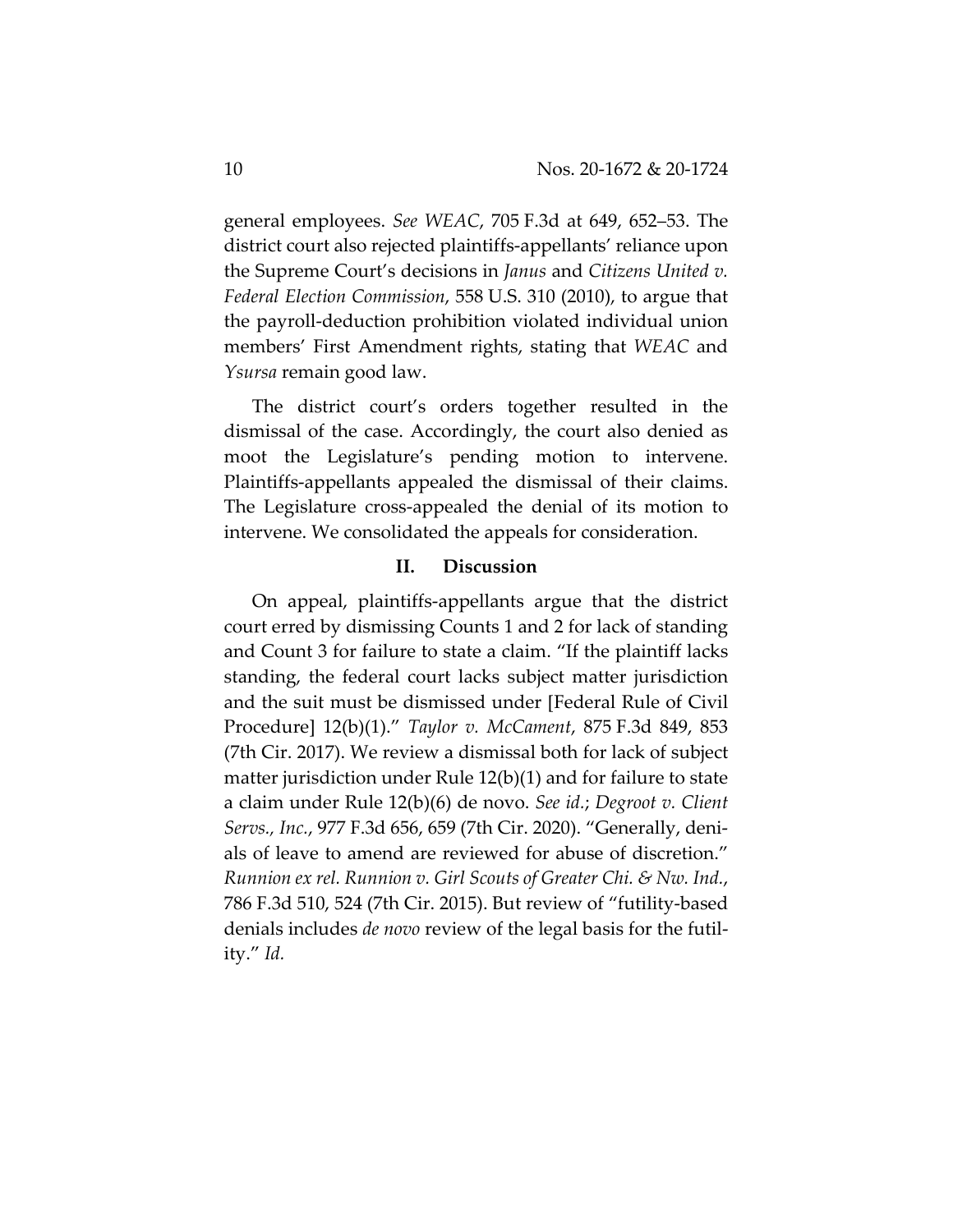general employees. *See WEAC*, 705 F.3d at 649, 652–53. The district court also rejected plaintiffs-appellants' reliance upon the Supreme Court's decisions in *Janus* and *Citizens United v. Federal Election Commission*, 558 U.S. 310 (2010), to argue that the payroll-deduction prohibition violated individual union members' First Amendment rights, stating that *WEAC* and *Ysursa* remain good law.

The district court's orders together resulted in the dismissal of the case. Accordingly, the court also denied as moot the Legislature's pending motion to intervene. Plaintiffs-appellants appealed the dismissal of their claims. The Legislature cross-appealed the denial of its motion to intervene. We consolidated the appeals for consideration.

## II. Discussion

On appeal, plaintiffs-appellants argue that the district court erred by dismissing Counts 1 and 2 for lack of standing and Count 3 for failure to state a claim. "If the plaintiff lacks standing, the federal court lacks subject matter jurisdiction and the suit must be dismissed under [Federal Rule of Civil Procedure] 12(b)(1)." *Taylor v. McCament*, 875 F.3d 849, 853 (7th Cir. 2017). We review a dismissal both for lack of subject matter jurisdiction under Rule 12(b)(1) and for failure to state a claim under Rule 12(b)(6) de novo. *See id.*; *Degroot v. Client Servs., Inc.*, 977 F.3d 656, 659 (7th Cir. 2020). "Generally, denials of leave to amend are reviewed for abuse of discretion." *Runnion ex rel. Runnion v. Girl Scouts of Greater Chi. & Nw. Ind.*, 786 F.3d 510, 524 (7th Cir. 2015). But review of "futility-based denials includes *de novo* review of the legal basis for the futility." *Id.*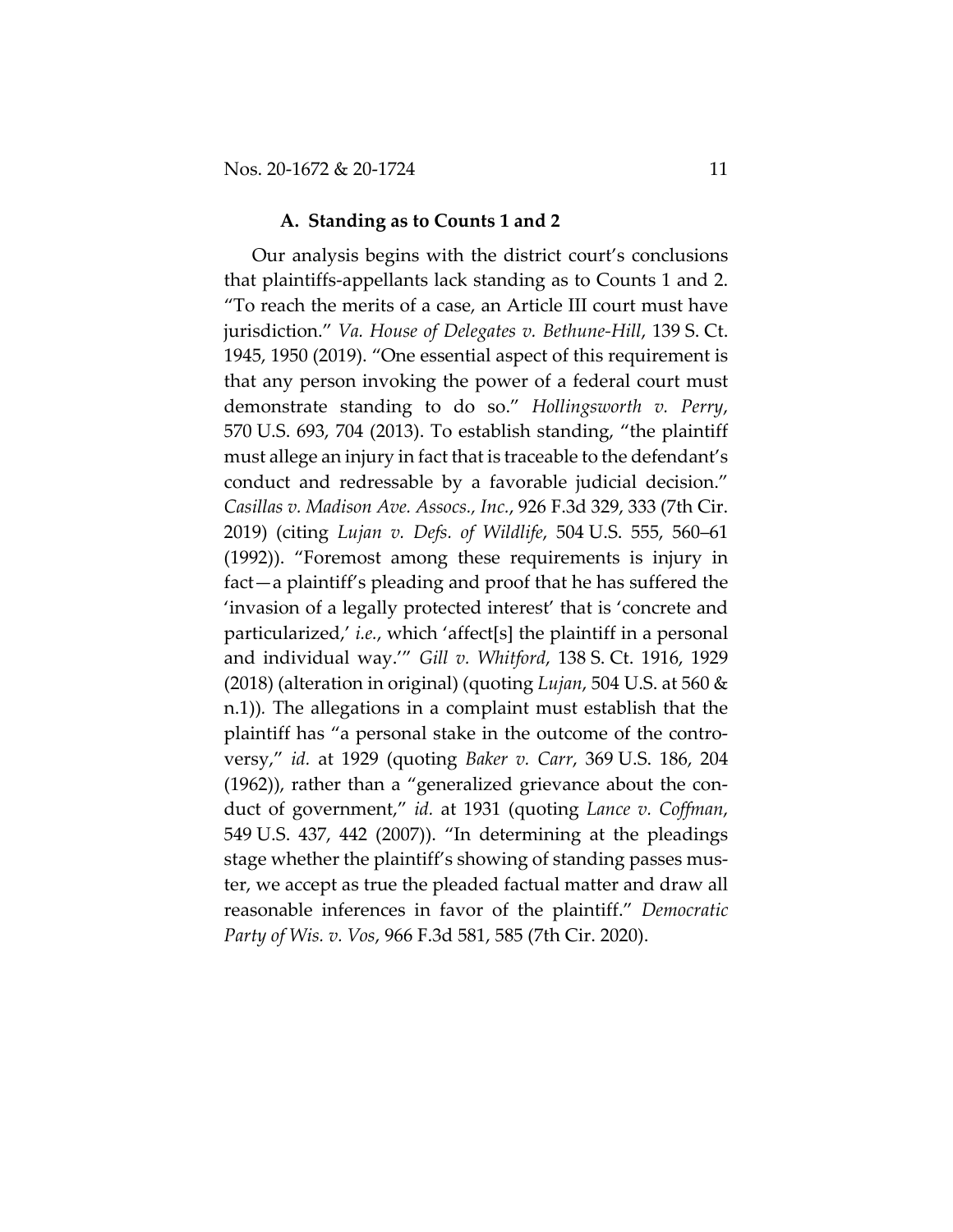### A. Standing as to Counts 1 and 2

Our analysis begins with the district court's conclusions that plaintiffs-appellants lack standing as to Counts 1 and 2. "To reach the merits of a case, an Article III court must have jurisdiction." *Va. House of Delegates v. Bethune-Hill*, 139 S. Ct. 1945, 1950 (2019). "One essential aspect of this requirement is that any person invoking the power of a federal court must demonstrate standing to do so." *Hollingsworth v. Perry*, 570 U.S. 693, 704 (2013). To establish standing, "the plaintiff must allege an injury in fact that is traceable to the defendant's conduct and redressable by a favorable judicial decision." *Casillas v. Madison Ave. Assocs., Inc.*, 926 F.3d 329, 333 (7th Cir. 2019) (citing *Lujan v. Defs. of Wildlife*, 504 U.S. 555, 560–61 (1992)). "Foremost among these requirements is injury in fact—a plaintiff's pleading and proof that he has suffered the 'invasion of a legally protected interest' that is 'concrete and particularized,' *i.e.*, which 'affect[s] the plaintiff in a personal and individual way.'" *Gill v. Whitford*, 138 S. Ct. 1916, 1929 (2018) (alteration in original) (quoting *Lujan*, 504 U.S. at 560 & n.1)). The allegations in a complaint must establish that the plaintiff has "a personal stake in the outcome of the controversy," *id.* at 1929 (quoting *Baker v. Carr*, 369 U.S. 186, 204 (1962)), rather than a "generalized grievance about the conduct of government," *id.* at 1931 (quoting *Lance v. Coffman*, 549 U.S. 437, 442 (2007)). "In determining at the pleadings stage whether the plaintiff's showing of standing passes muster, we accept as true the pleaded factual matter and draw all reasonable inferences in favor of the plaintiff." *Democratic Party of Wis. v. Vos*, 966 F.3d 581, 585 (7th Cir. 2020).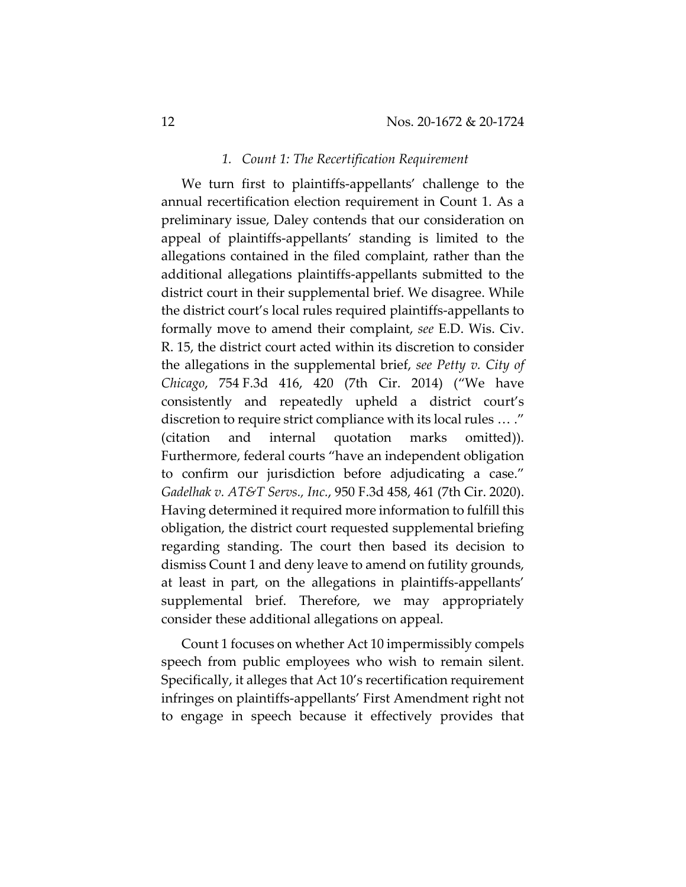### 1. *Count 1: The Recertification Requirement*

We turn first to plaintiffs-appellants' challenge to the annual recertification election requirement in Count 1. As a preliminary issue, Daley contends that our consideration on appeal of plaintiffs-appellants' standing is limited to the allegations contained in the filed complaint, rather than the additional allegations plaintiffs-appellants submitted to the district court in their supplemental brief. We disagree. While the district court's local rules required plaintiffs-appellants to formally move to amend their complaint, *see* E.D. Wis. Civ. R. 15, the district court acted within its discretion to consider the allegations in the supplemental brief, *see Petty v. City of Chicago*, 754 F.3d 416, 420 (7th Cir. 2014) ("We have consistently and repeatedly upheld a district court's discretion to require strict compliance with its local rules … ." (citation and internal quotation marks omitted)). Furthermore, federal courts "have an independent obligation to confirm our jurisdiction before adjudicating a case." *Gadelhak v. AT&T Servs., Inc.*, 950 F.3d 458, 461 (7th Cir. 2020). Having determined it required more information to fulfill this obligation, the district court requested supplemental briefing regarding standing. The court then based its decision to dismiss Count 1 and deny leave to amend on futility grounds, at least in part, on the allegations in plaintiffs-appellants' supplemental brief. Therefore, we may appropriately consider these additional allegations on appeal.

Count 1 focuses on whether Act 10 impermissibly compels speech from public employees who wish to remain silent. Specifically, it alleges that Act 10's recertification requirement infringes on plaintiffs-appellants' First Amendment right not to engage in speech because it effectively provides that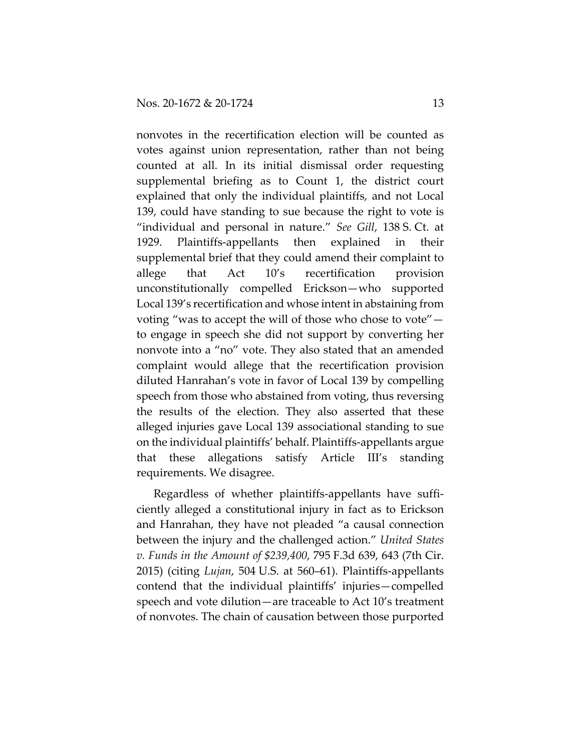nonvotes in the recertification election will be counted as votes against union representation, rather than not being counted at all. In its initial dismissal order requesting supplemental briefing as to Count 1, the district court explained that only the individual plaintiffs, and not Local 139, could have standing to sue because the right to vote is "individual and personal in nature." *See Gill*, 138 S. Ct. at 1929. Plaintiffs-appellants then explained in their supplemental brief that they could amend their complaint to allege that Act 10's recertification provision unconstitutionally compelled Erickson—who supported Local 139's recertification and whose intent in abstaining from voting "was to accept the will of those who chose to vote"—to engage in speech she did not support by converting her nonvote into a "no" vote. They also stated that an amended complaint would allege that the recertification provision diluted Hanrahan's vote in favor of Local 139 by compelling speech from those who abstained from voting, thus reversing the results of the election. They also asserted that these alleged injuries gave Local 139 associational standing to sue on the individual plaintiffs' behalf. Plaintiffs-appellants argue that these allegations satisfy Article III's standing requirements. We disagree.

Regardless of whether plaintiffs-appellants have sufficiently alleged a constitutional injury in fact as to Erickson and Hanrahan, they have not pleaded "a causal connection between the injury and the challenged action." *United States v. Funds in the Amount of $239,400*, 795 F.3d 639, 643 (7th Cir. 2015) (citing *Lujan*, 504 U.S. at 560–61). Plaintiffs-appellants contend that the individual plaintiffs' injuries—compelled speech and vote dilution—are traceable to Act 10's treatment of nonvotes. The chain of causation between those purported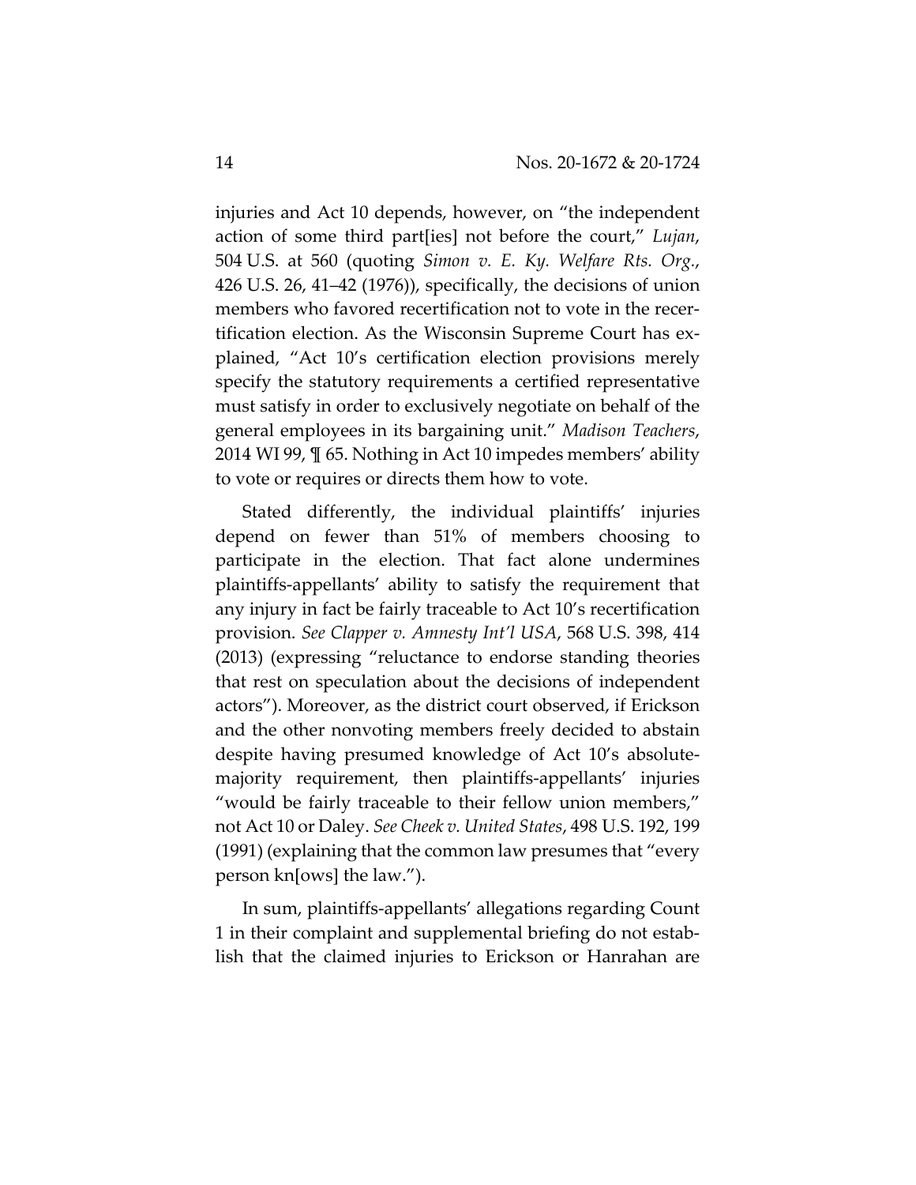injuries and Act 10 depends, however, on "the independent action of some third part[ies] not before the court," *Lujan*, 504 U.S. at 560 (quoting *Simon v. E. Ky. Welfare Rts. Org.*, 426 U.S. 26, 41–42 (1976)), specifically, the decisions of union members who favored recertification not to vote in the recertification election. As the Wisconsin Supreme Court has explained, "Act 10's certification election provisions merely specify the statutory requirements a certified representative must satisfy in order to exclusively negotiate on behalf of the general employees in its bargaining unit." *Madison Teachers*, 2014 WI 99, ¶ 65. Nothing in Act 10 impedes members' ability to vote or requires or directs them how to vote.

Stated differently, the individual plaintiffs' injuries depend on fewer than 51% of members choosing to participate in the election. That fact alone undermines plaintiffs-appellants' ability to satisfy the requirement that any injury in fact be fairly traceable to Act 10's recertification provision. *See Clapper v. Amnesty Int'l USA*, 568 U.S. 398, 414 (2013) (expressing "reluctance to endorse standing theories that rest on speculation about the decisions of independent actors"). Moreover, as the district court observed, if Erickson and the other nonvoting members freely decided to abstain despite having presumed knowledge of Act 10's absolute-majority requirement, then plaintiffs-appellants' injuries "would be fairly traceable to their fellow union members," not Act 10 or Daley. *See Cheek v. United States*, 498 U.S. 192, 199 (1991) (explaining that the common law presumes that "every person kn[ows] the law.").

In sum, plaintiffs-appellants' allegations regarding Count 1 in their complaint and supplemental briefing do not establish that the claimed injuries to Erickson or Hanrahan are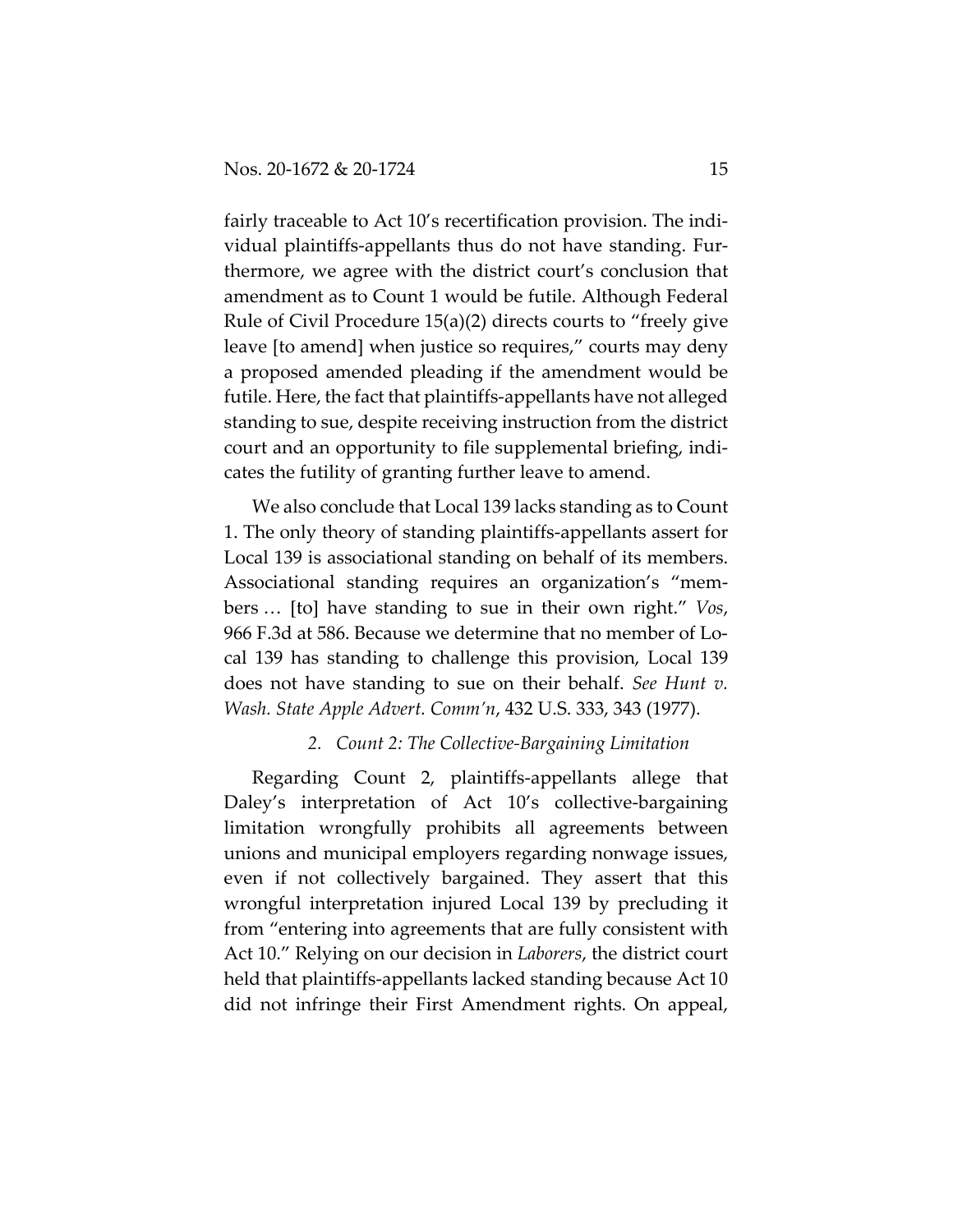fairly traceable to Act 10's recertification provision. The individual plaintiffs-appellants thus do not have standing. Furthermore, we agree with the district court's conclusion that amendment as to Count 1 would be futile. Although Federal Rule of Civil Procedure 15(a)(2) directs courts to "freely give leave [to amend] when justice so requires," courts may deny a proposed amended pleading if the amendment would be futile. Here, the fact that plaintiffs-appellants have not alleged standing to sue, despite receiving instruction from the district court and an opportunity to file supplemental briefing, indicates the futility of granting further leave to amend.

We also conclude that Local 139 lacks standing as to Count 1. The only theory of standing plaintiffs-appellants assert for Local 139 is associational standing on behalf of its members. Associational standing requires an organization's "members … [to] have standing to sue in their own right." *Vos*, 966 F.3d at 586. Because we determine that no member of Local 139 has standing to challenge this provision, Local 139 does not have standing to sue on their behalf. *See Hunt v. Wash. State Apple Advert. Comm'n*, 432 U.S. 333, 343 (1977).

*2. Count 2: The Collective-Bargaining Limitation*

Regarding Count 2, plaintiffs-appellants allege that Daley's interpretation of Act 10's collective-bargaining limitation wrongfully prohibits all agreements between unions and municipal employers regarding nonwage issues, even if not collectively bargained. They assert that this wrongful interpretation injured Local 139 by precluding it from "entering into agreements that are fully consistent with Act 10." Relying on our decision in *Laborers*, the district court held that plaintiffs-appellants lacked standing because Act 10 did not infringe their First Amendment rights. On appeal,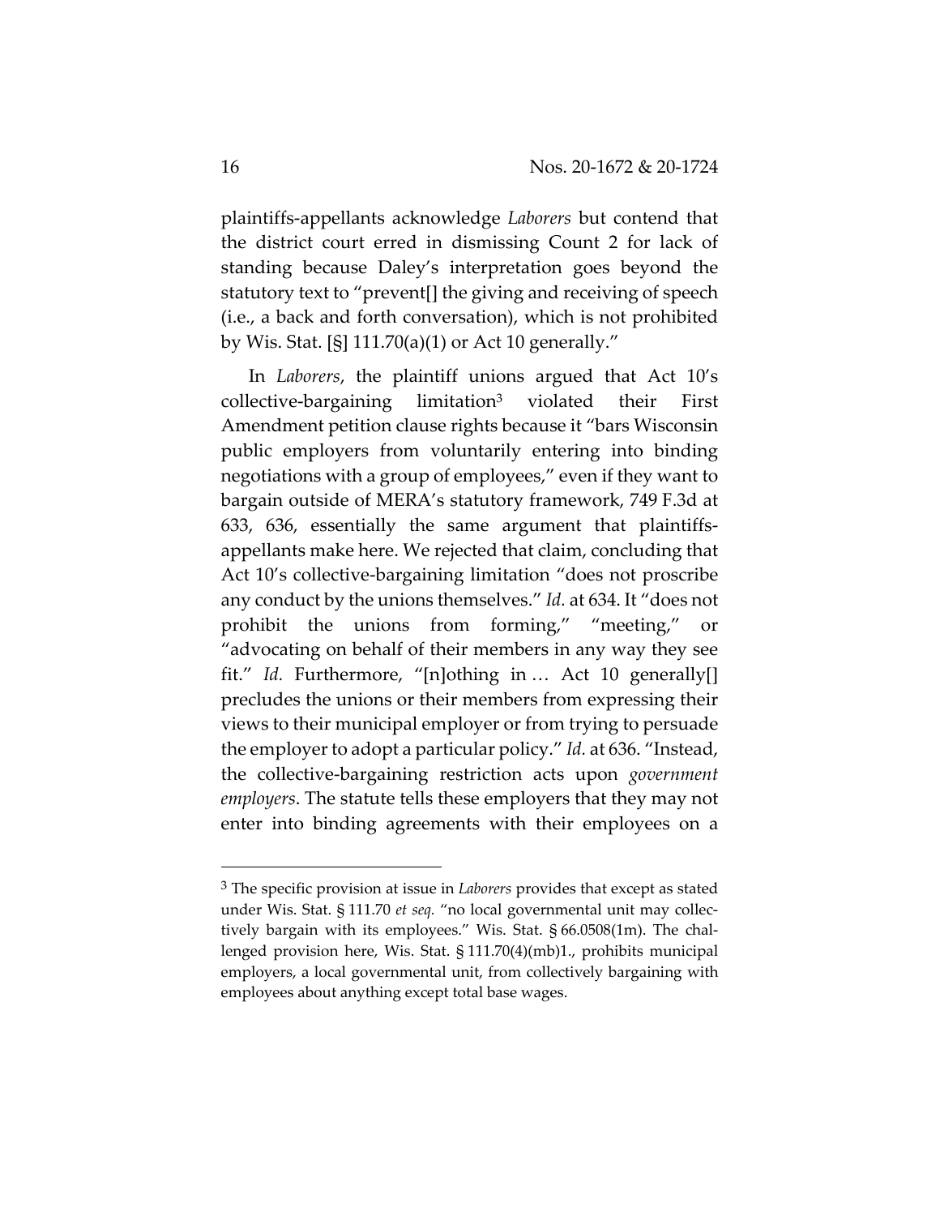plaintiffs-appellants acknowledge *Laborers* but contend that the district court erred in dismissing Count 2 for lack of standing because Daley's interpretation goes beyond the statutory text to "prevent[] the giving and receiving of speech (i.e., a back and forth conversation), which is not prohibited by Wis. Stat. [§] 111.70(a)(1) or Act 10 generally."

In *Laborers*, the plaintiff unions argued that Act 10's collective-bargaining limitation[3] violated their First Amendment petition clause rights because it "bars Wisconsin public employers from voluntarily entering into binding negotiations with a group of employees," even if they want to bargain outside of MERA's statutory framework, 749 F.3d at 633, 636, essentially the same argument that plaintiffs-appellants make here. We rejected that claim, concluding that Act 10's collective-bargaining limitation "does not proscribe any conduct by the unions themselves." *Id.* at 634. It "does not prohibit the unions from forming," "meeting," or "advocating on behalf of their members in any way they see fit." *Id.* Furthermore, "[n]othing in … Act 10 generally[] precludes the unions or their members from expressing their views to their municipal employer or from trying to persuade the employer to adopt a particular policy." *Id.* at 636. "Instead, the collective-bargaining restriction acts upon *government employers*. The statute tells these employers that they may not enter into binding agreements with their employees on a

---

[3] The specific provision at issue in *Laborers* provides that except as stated under Wis. Stat. § 111.70 *et seq.* "no local governmental unit may collectively bargain with its employees." Wis. Stat. § 66.0508(1m). The challenged provision here, Wis. Stat. § 111.70(4)(mb)1., prohibits municipal employers, a local governmental unit, from collectively bargaining with employees about anything except total base wages.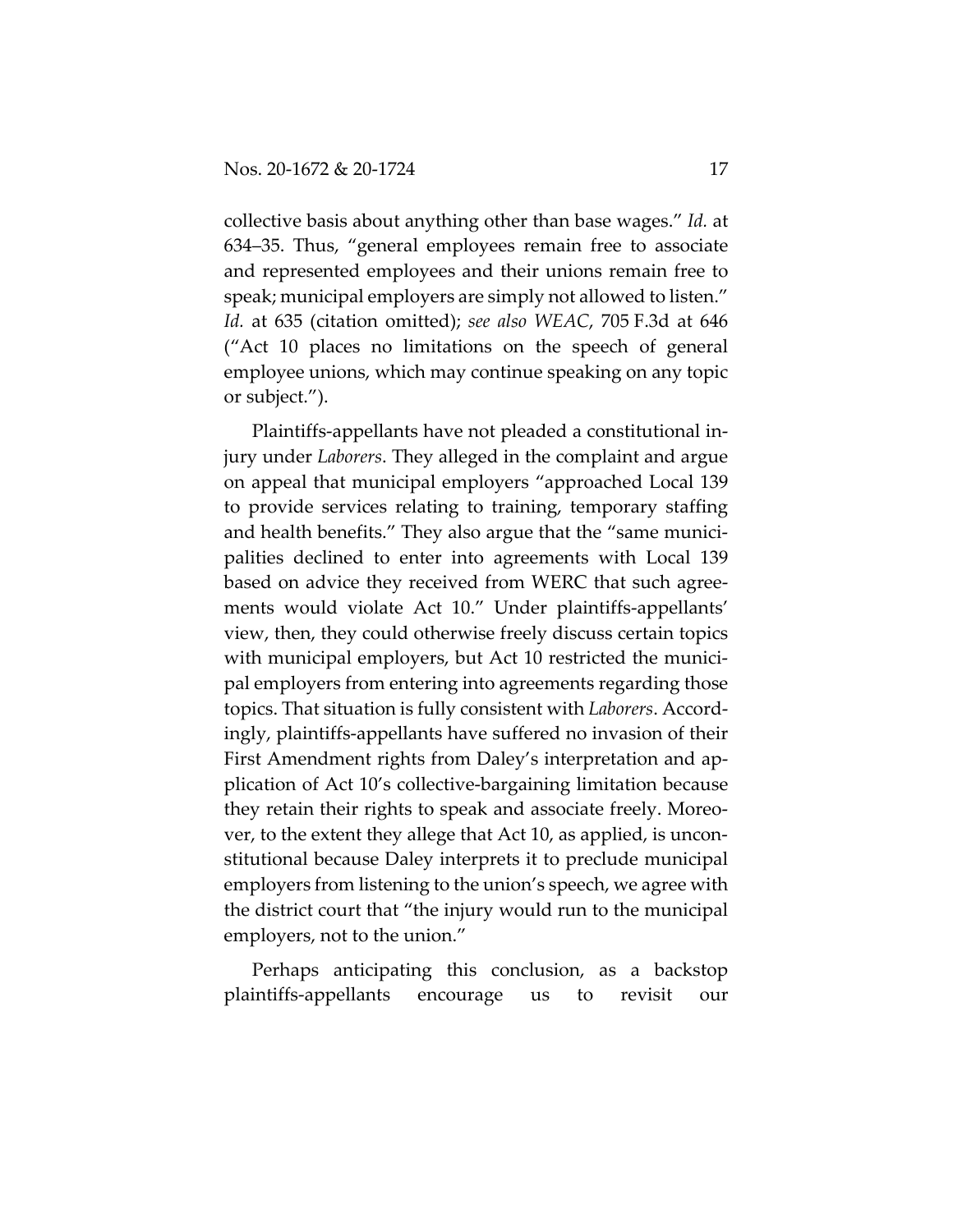collective basis about anything other than base wages." *Id.* at 634–35. Thus, "general employees remain free to associate and represented employees and their unions remain free to speak; municipal employers are simply not allowed to listen." *Id.* at 635 (citation omitted); *see also WEAC*, 705 F.3d at 646 ("Act 10 places no limitations on the speech of general employee unions, which may continue speaking on any topic or subject.").

Plaintiffs-appellants have not pleaded a constitutional injury under *Laborers*. They alleged in the complaint and argue on appeal that municipal employers "approached Local 139 to provide services relating to training, temporary staffing and health benefits." They also argue that the "same municipalities declined to enter into agreements with Local 139 based on advice they received from WERC that such agreements would violate Act 10." Under plaintiffs-appellants' view, then, they could otherwise freely discuss certain topics with municipal employers, but Act 10 restricted the municipal employers from entering into agreements regarding those topics. That situation is fully consistent with *Laborers*. Accordingly, plaintiffs-appellants have suffered no invasion of their First Amendment rights from Daley's interpretation and application of Act 10's collective-bargaining limitation because they retain their rights to speak and associate freely. Moreover, to the extent they allege that Act 10, as applied, is unconstitutional because Daley interprets it to preclude municipal employers from listening to the union's speech, we agree with the district court that "the injury would run to the municipal employers, not to the union."

Perhaps anticipating this conclusion, as a backstop plaintiffs-appellants encourage us to revisit our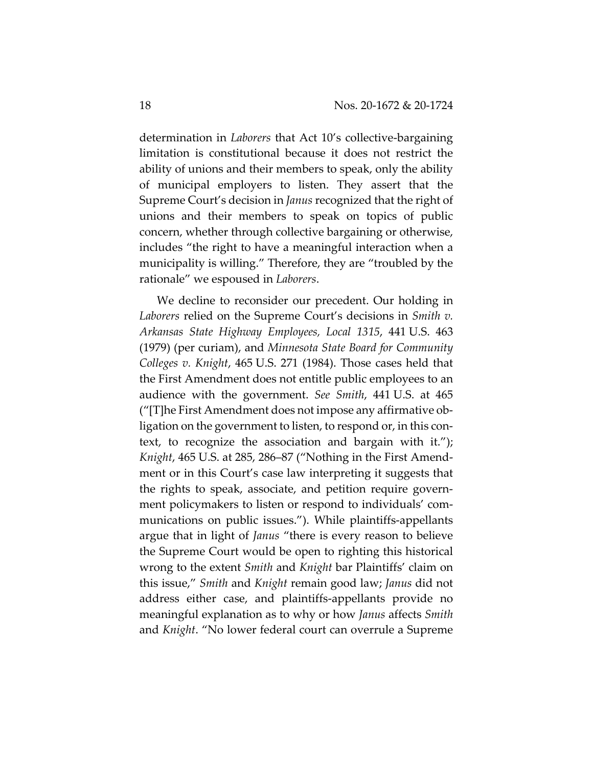determination in *Laborers* that Act 10's collective-bargaining limitation is constitutional because it does not restrict the ability of unions and their members to speak, only the ability of municipal employers to listen. They assert that the Supreme Court's decision in *Janus* recognized that the right of unions and their members to speak on topics of public concern, whether through collective bargaining or otherwise, includes "the right to have a meaningful interaction when a municipality is willing." Therefore, they are "troubled by the rationale" we espoused in *Laborers*.

We decline to reconsider our precedent. Our holding in *Laborers* relied on the Supreme Court's decisions in *Smith v. Arkansas State Highway Employees, Local 1315*, 441 U.S. 463 (1979) (per curiam), and *Minnesota State Board for Community Colleges v. Knight*, 465 U.S. 271 (1984). Those cases held that the First Amendment does not entitle public employees to an audience with the government. *See Smith*, 441 U.S. at 465 ("[T]he First Amendment does not impose any affirmative obligation on the government to listen, to respond or, in this context, to recognize the association and bargain with it."); *Knight*, 465 U.S. at 285, 286–87 ("Nothing in the First Amendment or in this Court's case law interpreting it suggests that the rights to speak, associate, and petition require government policymakers to listen or respond to individuals' communications on public issues."). While plaintiffs-appellants argue that in light of *Janus* "there is every reason to believe the Supreme Court would be open to righting this historical wrong to the extent *Smith* and *Knight* bar Plaintiffs' claim on this issue," *Smith* and *Knight* remain good law; *Janus* did not address either case, and plaintiffs-appellants provide no meaningful explanation as to why or how *Janus* affects *Smith* and *Knight*. "No lower federal court can overrule a Supreme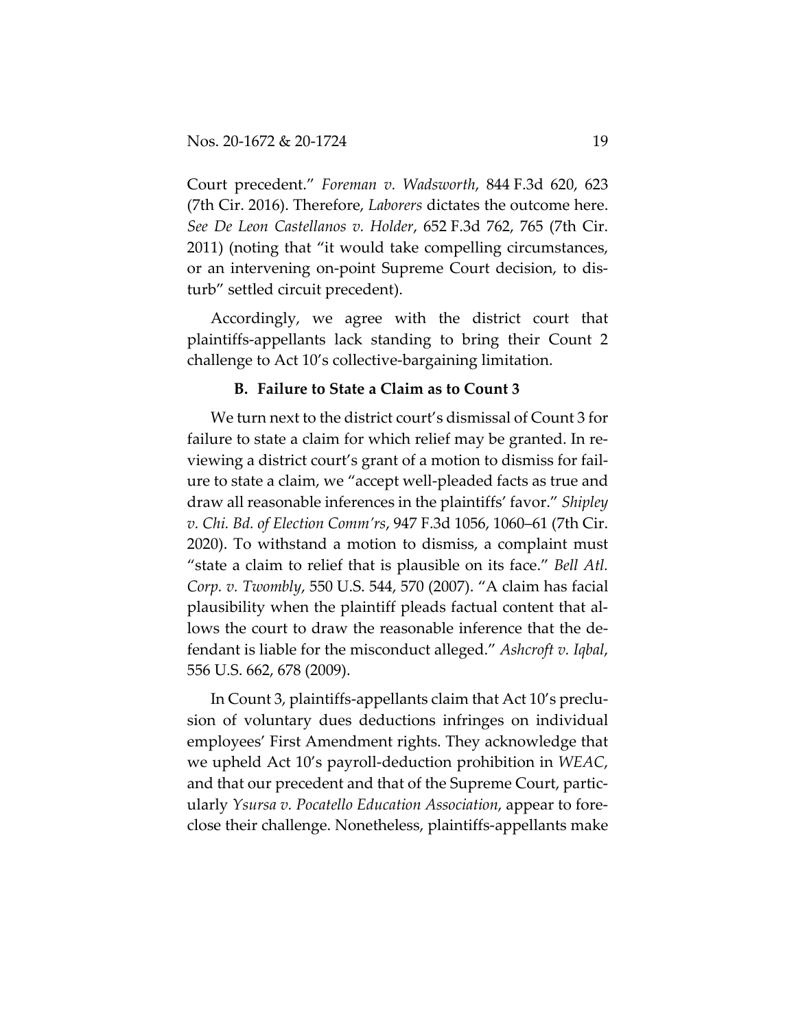Court precedent." *Foreman v. Wadsworth*, 844 F.3d 620, 623 (7th Cir. 2016). Therefore, *Laborers* dictates the outcome here. *See De Leon Castellanos v. Holder*, 652 F.3d 762, 765 (7th Cir. 2011) (noting that "it would take compelling circumstances, or an intervening on-point Supreme Court decision, to disturb" settled circuit precedent).

Accordingly, we agree with the district court that plaintiffs-appellants lack standing to bring their Count 2 challenge to Act 10's collective-bargaining limitation.

### B. Failure to State a Claim as to Count 3

We turn next to the district court's dismissal of Count 3 for failure to state a claim for which relief may be granted. In reviewing a district court's grant of a motion to dismiss for failure to state a claim, we "accept well-pleaded facts as true and draw all reasonable inferences in the plaintiffs' favor." *Shipley v. Chi. Bd. of Election Comm'rs*, 947 F.3d 1056, 1060–61 (7th Cir. 2020). To withstand a motion to dismiss, a complaint must "state a claim to relief that is plausible on its face." *Bell Atl. Corp. v. Twombly*, 550 U.S. 544, 570 (2007). "A claim has facial plausibility when the plaintiff pleads factual content that allows the court to draw the reasonable inference that the defendant is liable for the misconduct alleged." *Ashcroft v. Iqbal*, 556 U.S. 662, 678 (2009).

In Count 3, plaintiffs-appellants claim that Act 10's preclusion of voluntary dues deductions infringes on individual employees' First Amendment rights. They acknowledge that we upheld Act 10's payroll-deduction prohibition in *WEAC*, and that our precedent and that of the Supreme Court, particularly *Ysursa v. Pocatello Education Association*, appear to foreclose their challenge. Nonetheless, plaintiffs-appellants make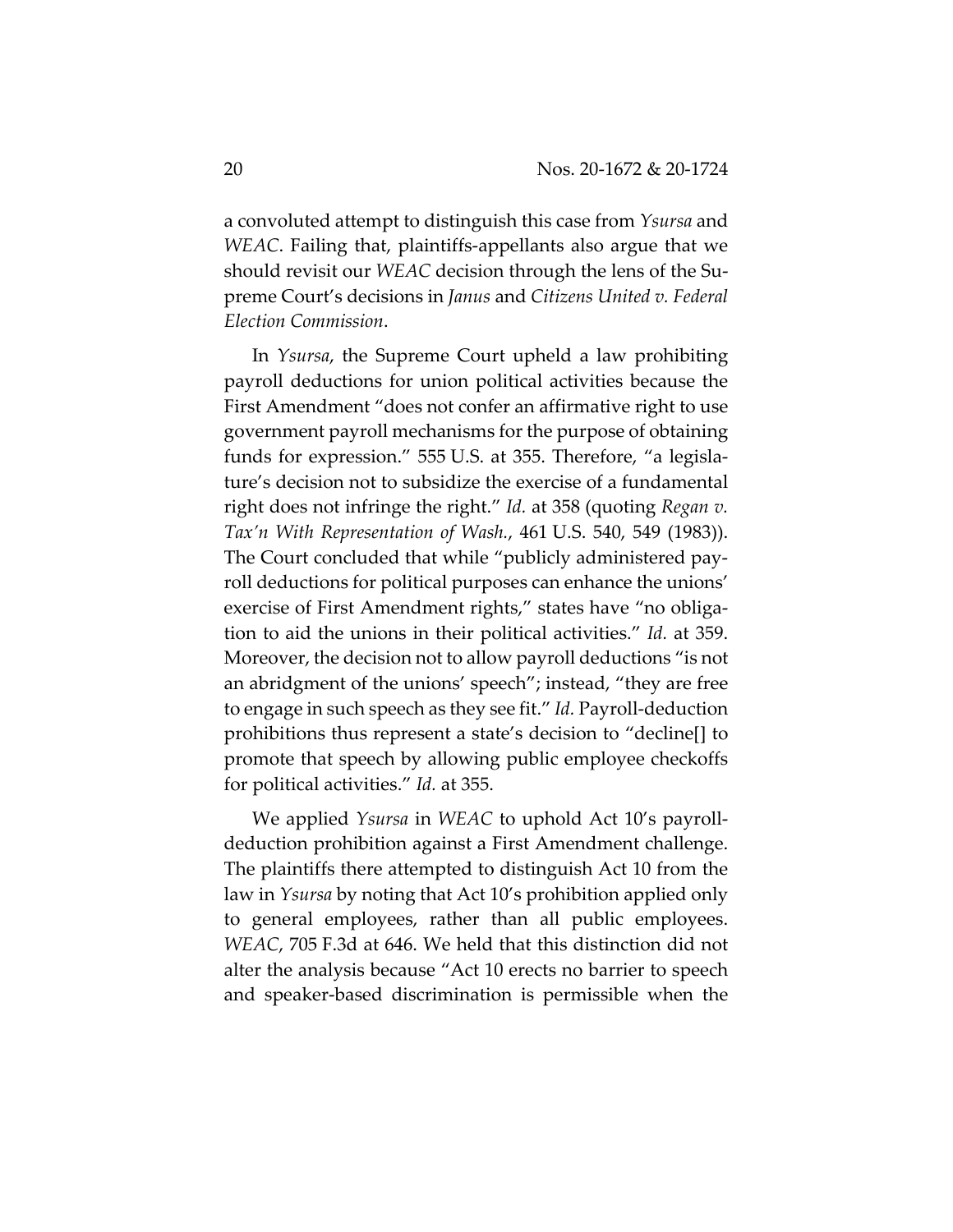a convoluted attempt to distinguish this case from *Ysursa* and *WEAC*. Failing that, plaintiffs-appellants also argue that we should revisit our *WEAC* decision through the lens of the Supreme Court's decisions in *Janus* and *Citizens United v. Federal Election Commission*.

In *Ysursa*, the Supreme Court upheld a law prohibiting payroll deductions for union political activities because the First Amendment "does not confer an affirmative right to use government payroll mechanisms for the purpose of obtaining funds for expression." 555 U.S. at 355. Therefore, "a legislature's decision not to subsidize the exercise of a fundamental right does not infringe the right." *Id.* at 358 (quoting *Regan v. Tax'n With Representation of Wash.*, 461 U.S. 540, 549 (1983)). The Court concluded that while "publicly administered payroll deductions for political purposes can enhance the unions' exercise of First Amendment rights," states have "no obligation to aid the unions in their political activities." *Id.* at 359. Moreover, the decision not to allow payroll deductions "is not an abridgment of the unions' speech"; instead, "they are free to engage in such speech as they see fit." *Id.* Payroll-deduction prohibitions thus represent a state's decision to "decline[] to promote that speech by allowing public employee checkoffs for political activities." *Id.* at 355.

We applied *Ysursa* in *WEAC* to uphold Act 10's payroll-deduction prohibition against a First Amendment challenge. The plaintiffs there attempted to distinguish Act 10 from the law in *Ysursa* by noting that Act 10's prohibition applied only to general employees, rather than all public employees. *WEAC*, 705 F.3d at 646. We held that this distinction did not alter the analysis because "Act 10 erects no barrier to speech and speaker-based discrimination is permissible when the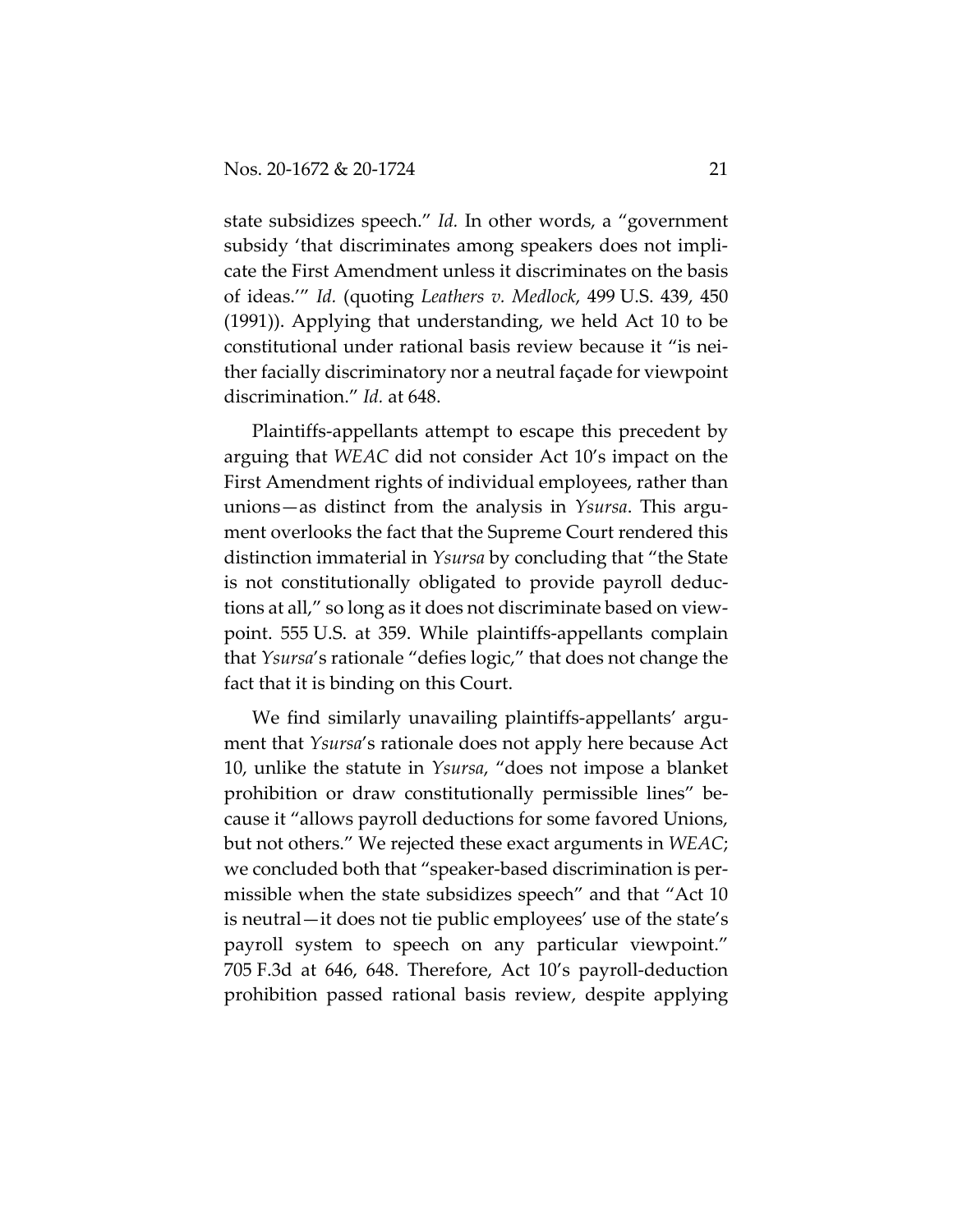state subsidizes speech." *Id.* In other words, a "government subsidy 'that discriminates among speakers does not implicate the First Amendment unless it discriminates on the basis of ideas.'" *Id.* (quoting *Leathers v. Medlock*, 499 U.S. 439, 450 (1991)). Applying that understanding, we held Act 10 to be constitutional under rational basis review because it "is neither facially discriminatory nor a neutral façade for viewpoint discrimination." *Id.* at 648.

Plaintiffs-appellants attempt to escape this precedent by arguing that *WEAC* did not consider Act 10's impact on the First Amendment rights of individual employees, rather than unions—as distinct from the analysis in *Ysursa*. This argument overlooks the fact that the Supreme Court rendered this distinction immaterial in *Ysursa* by concluding that "the State is not constitutionally obligated to provide payroll deductions at all," so long as it does not discriminate based on viewpoint. 555 U.S. at 359. While plaintiffs-appellants complain that *Ysursa*'s rationale "defies logic," that does not change the fact that it is binding on this Court.

We find similarly unavailing plaintiffs-appellants' argument that *Ysursa*'s rationale does not apply here because Act 10, unlike the statute in *Ysursa*, "does not impose a blanket prohibition or draw constitutionally permissible lines" because it "allows payroll deductions for some favored Unions, but not others." We rejected these exact arguments in *WEAC*; we concluded both that "speaker-based discrimination is permissible when the state subsidizes speech" and that "Act 10 is neutral—it does not tie public employees' use of the state's payroll system to speech on any particular viewpoint." 705 F.3d at 646, 648. Therefore, Act 10's payroll-deduction prohibition passed rational basis review, despite applying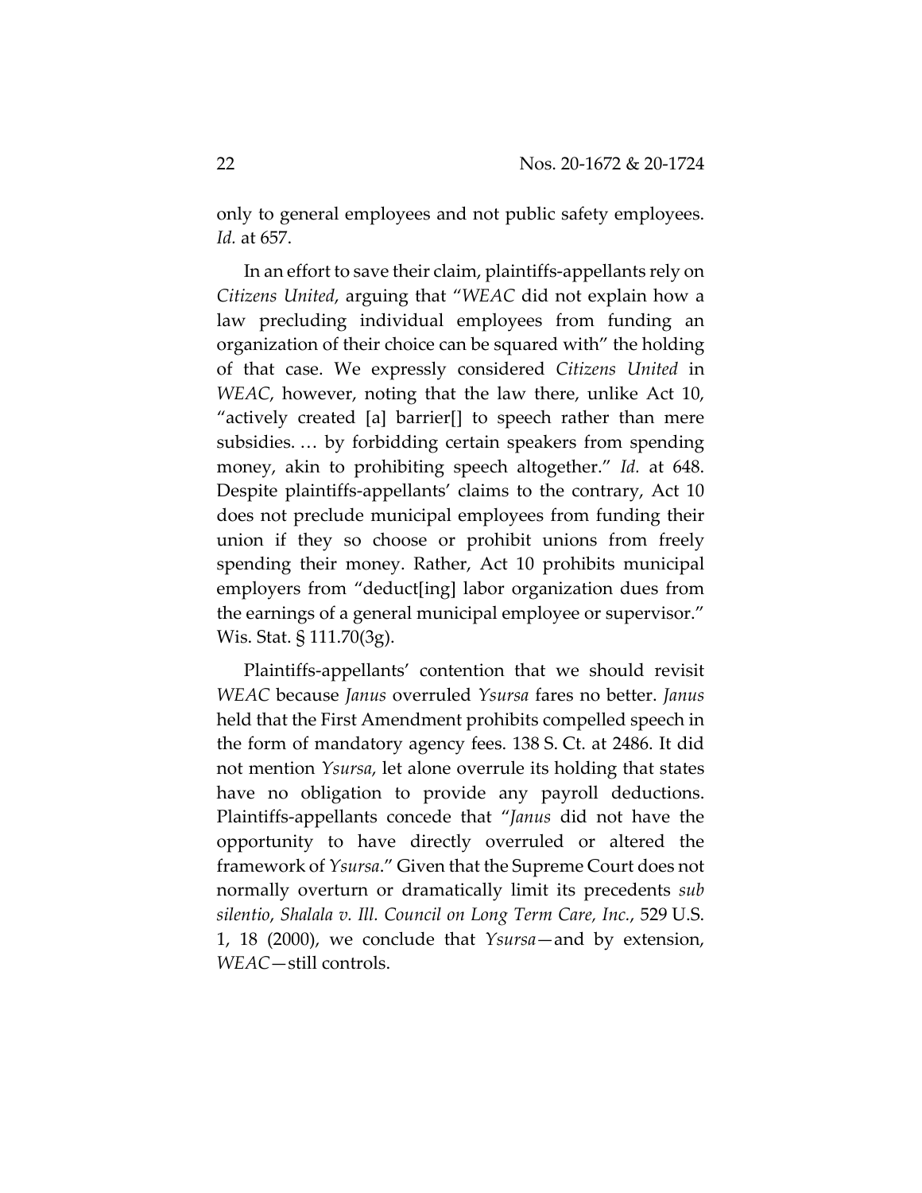only to general employees and not public safety employees. *Id.* at 657.

In an effort to save their claim, plaintiffs-appellants rely on *Citizens United*, arguing that "*WEAC* did not explain how a law precluding individual employees from funding an organization of their choice can be squared with" the holding of that case. We expressly considered *Citizens United* in *WEAC*, however, noting that the law there, unlike Act 10, "actively created [a] barrier[] to speech rather than mere subsidies. … by forbidding certain speakers from spending money, akin to prohibiting speech altogether." *Id.* at 648. Despite plaintiffs-appellants' claims to the contrary, Act 10 does not preclude municipal employees from funding their union if they so choose or prohibit unions from freely spending their money. Rather, Act 10 prohibits municipal employers from "deduct[ing] labor organization dues from the earnings of a general municipal employee or supervisor." Wis. Stat. § 111.70(3g).

Plaintiffs-appellants' contention that we should revisit *WEAC* because *Janus* overruled *Ysursa* fares no better. *Janus* held that the First Amendment prohibits compelled speech in the form of mandatory agency fees. 138 S. Ct. at 2486. It did not mention *Ysursa*, let alone overrule its holding that states have no obligation to provide any payroll deductions. Plaintiffs-appellants concede that "*Janus* did not have the opportunity to have directly overruled or altered the framework of *Ysursa*." Given that the Supreme Court does not normally overturn or dramatically limit its precedents *sub silentio*, *Shalala v. Ill. Council on Long Term Care, Inc.*, 529 U.S. 1, 18 (2000), we conclude that *Ysursa*—and by extension, *WEAC*—still controls.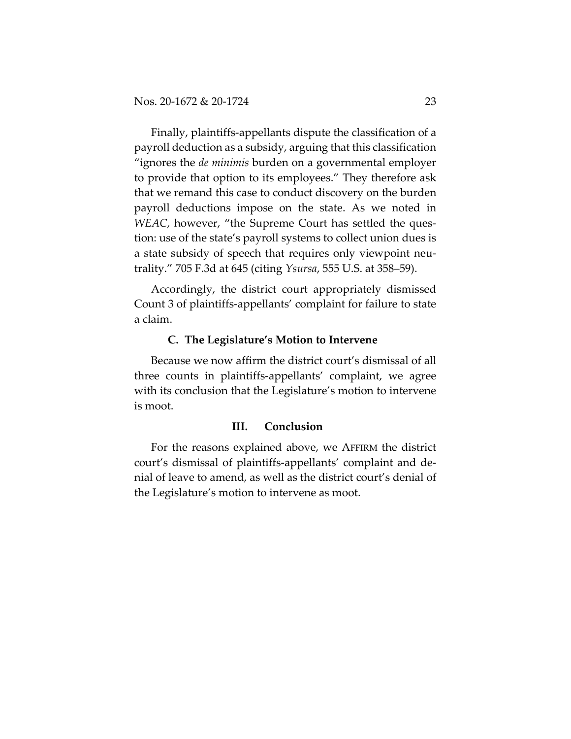Finally, plaintiffs-appellants dispute the classification of a payroll deduction as a subsidy, arguing that this classification "ignores the *de minimis* burden on a governmental employer to provide that option to its employees." They therefore ask that we remand this case to conduct discovery on the burden payroll deductions impose on the state. As we noted in *WEAC*, however, "the Supreme Court has settled the question: use of the state's payroll systems to collect union dues is a state subsidy of speech that requires only viewpoint neutrality." 705 F.3d at 645 (citing *Ysursa*, 555 U.S. at 358–59).

Accordingly, the district court appropriately dismissed Count 3 of plaintiffs-appellants' complaint for failure to state a claim.

### C. The Legislature's Motion to Intervene

Because we now affirm the district court's dismissal of all three counts in plaintiffs-appellants' complaint, we agree with its conclusion that the Legislature's motion to intervene is moot.

## III. Conclusion

For the reasons explained above, we AFFIRM the district court's dismissal of plaintiffs-appellants' complaint and denial of leave to amend, as well as the district court's denial of the Legislature's motion to intervene as moot.